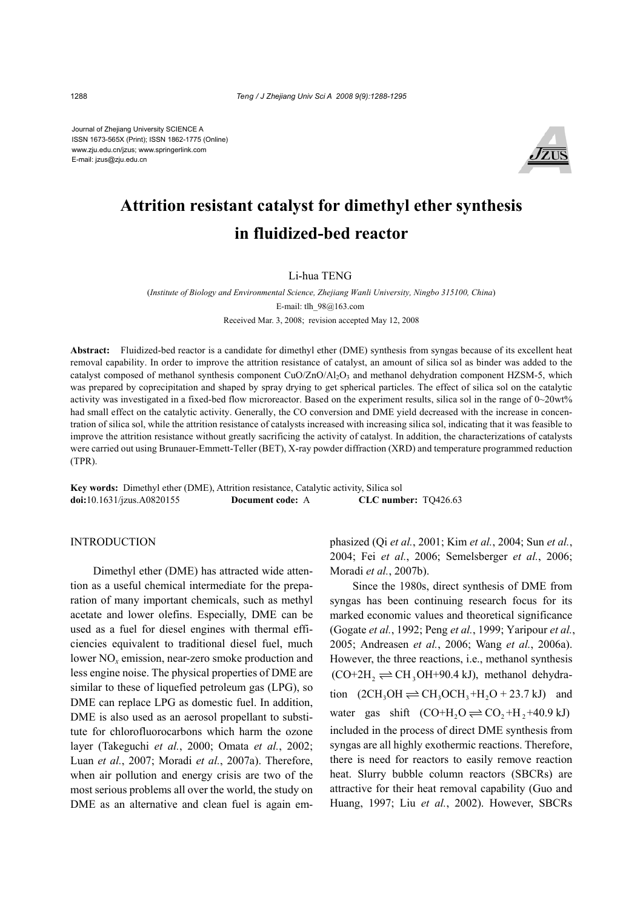Journal of Zhejiang University SCIENCE A
ISSN 1673-565X (Print); ISSN 1862-1775 (Online)
www.zju.edu.cn/jzus; www.springerlink.com
E-mail: jzus@zju.edu.cn

# Attrition resistant catalyst for dimethyl ether synthesis in fluidized-bed reactor

Li-hua TENG

(*Institute of Biology and Environmental Science, Zhejiang Wanli University, Ningbo 315100, China*)

E-mail: tlh_98@163.com

Received Mar. 3, 2008; revision accepted May 12, 2008

**Abstract:** Fluidized-bed reactor is a candidate for dimethyl ether (DME) synthesis from syngas because of its excellent heat removal capability. In order to improve the attrition resistance of catalyst, an amount of silica sol as binder was added to the catalyst composed of methanol synthesis component $CuO/ZnO/Al_2O_3$ and methanol dehydration component HZSM-5, which was prepared by coprecipitation and shaped by spray drying to get spherical particles. The effect of silica sol on the catalytic activity was investigated in a fixed-bed flow microreactor. Based on the experiment results, silica sol in the range of 0~20wt% had small effect on the catalytic activity. Generally, the CO conversion and DME yield decreased with the increase in concentration of silica sol, while the attrition resistance of catalysts increased with increasing silica sol, indicating that it was feasible to improve the attrition resistance without greatly sacrificing the activity of catalyst. In addition, the characterizations of catalysts were carried out using Brunauer-Emmett-Teller (BET), X-ray powder diffraction (XRD) and temperature programmed reduction (TPR).

**Key words:** Dimethyl ether (DME), Attrition resistance, Catalytic activity, Silica sol
**doi:**10.1631/jzus.A0820155 **Document code:** A **CLC number:** TQ426.63

## INTRODUCTION

Dimethyl ether (DME) has attracted wide attention as a useful chemical intermediate for the preparation of many important chemicals, such as methyl acetate and lower olefins. Especially, DME can be used as a fuel for diesel engines with thermal efficiencies equivalent to traditional diesel fuel, much lower $NO_x$ emission, near-zero smoke production and less engine noise. The physical properties of DME are similar to these of liquefied petroleum gas (LPG), so DME can replace LPG as domestic fuel. In addition, DME is also used as an aerosol propellant to substitute for chlorofluorocarbons which harm the ozone layer (Takeguchi *et al.*, 2000; Omata *et al.*, 2002; Luan *et al.*, 2007; Moradi *et al.*, 2007a). Therefore, when air pollution and energy crisis are two of the most serious problems all over the world, the study on DME as an alternative and clean fuel is again emphasized (Qi *et al.*, 2001; Kim *et al.*, 2004; Sun *et al.*, 2004; Fei *et al.*, 2006; Semelsberger *et al.*, 2006; Moradi *et al.*, 2007b).

Since the 1980s, direct synthesis of DME from syngas has been continuing research focus for its marked economic values and theoretical significance (Gogate *et al.*, 1992; Peng *et al.*, 1999; Yaripour *et al.*, 2005; Andreasen *et al.*, 2006; Wang *et al.*, 2006a). However, the three reactions, i.e., methanol synthesis $(CO+2H_2 \rightleftharpoons CH_3OH+90.4\text{ kJ})$, methanol dehydration $(2CH_3OH \rightleftharpoons CH_3OCH_3+H_2O + 23.7\text{ kJ})$ and water gas shift $(CO+H_2O \rightleftharpoons CO_2+H_2+40.9\text{ kJ})$ included in the process of direct DME synthesis from syngas are all highly exothermic reactions. Therefore, there is need for reactors to easily remove reaction heat. Slurry bubble column reactors (SBCRs) are attractive for their heat removal capability (Guo and Huang, 1997; Liu *et al.*, 2002). However, SBCRs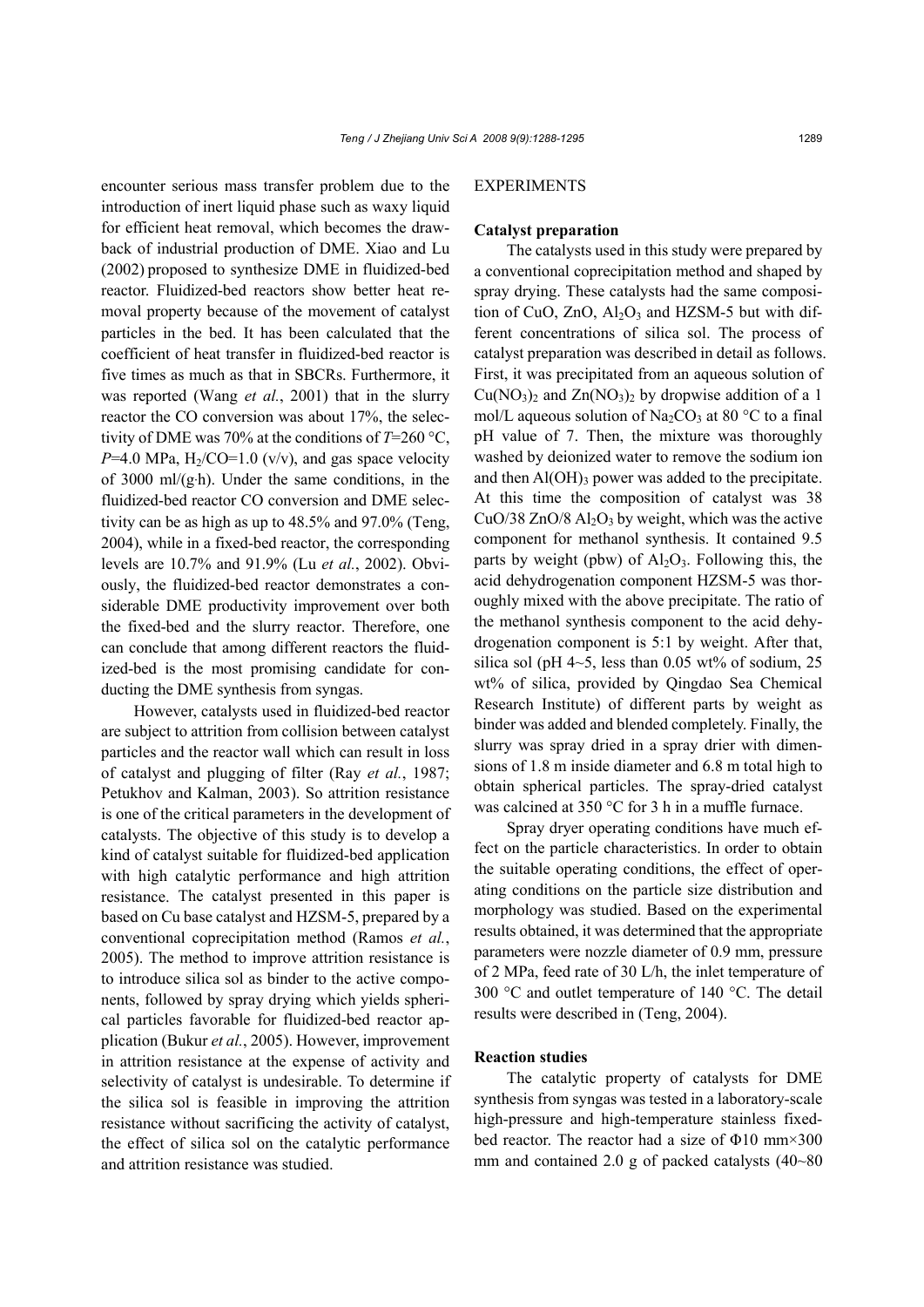encounter serious mass transfer problem due to the introduction of inert liquid phase such as waxy liquid for efficient heat removal, which becomes the drawback of industrial production of DME. Xiao and Lu (2002) proposed to synthesize DME in fluidized-bed reactor. Fluidized-bed reactors show better heat removal property because of the movement of catalyst particles in the bed. It has been calculated that the coefficient of heat transfer in fluidized-bed reactor is five times as much as that in SBCRs. Furthermore, it was reported (Wang *et al.*, 2001) that in the slurry reactor the CO conversion was about 17%, the selectivity of DME was 70% at the conditions of $T$=260 °C, $P$=4.0 MPa, $H_2$/CO=1.0 (v/v), and gas space velocity of 3000 ml/(g·h). Under the same conditions, in the fluidized-bed reactor CO conversion and DME selectivity can be as high as up to 48.5% and 97.0% (Teng, 2004), while in a fixed-bed reactor, the corresponding levels are 10.7% and 91.9% (Lu *et al.*, 2002). Obviously, the fluidized-bed reactor demonstrates a considerable DME productivity improvement over both the fixed-bed and the slurry reactor. Therefore, one can conclude that among different reactors the fluidized-bed is the most promising candidate for conducting the DME synthesis from syngas.

However, catalysts used in fluidized-bed reactor are subject to attrition from collision between catalyst particles and the reactor wall which can result in loss of catalyst and plugging of filter (Ray *et al.*, 1987; Petukhov and Kalman, 2003). So attrition resistance is one of the critical parameters in the development of catalysts. The objective of this study is to develop a kind of catalyst suitable for fluidized-bed application with high catalytic performance and high attrition resistance. The catalyst presented in this paper is based on Cu base catalyst and HZSM-5, prepared by a conventional coprecipitation method (Ramos *et al.*, 2005). The method to improve attrition resistance is to introduce silica sol as binder to the active components, followed by spray drying which yields spherical particles favorable for fluidized-bed reactor application (Bukur *et al.*, 2005). However, improvement in attrition resistance at the expense of activity and selectivity of catalyst is undesirable. To determine if the silica sol is feasible in improving the attrition resistance without sacrificing the activity of catalyst, the effect of silica sol on the catalytic performance and attrition resistance was studied.

## EXPERIMENTS

### Catalyst preparation

The catalysts used in this study were prepared by a conventional coprecipitation method and shaped by spray drying. These catalysts had the same composition of CuO, ZnO, $Al_2O_3$ and HZSM-5 but with different concentrations of silica sol. The process of catalyst preparation was described in detail as follows. First, it was precipitated from an aqueous solution of $Cu(NO_3)_2$ and $Zn(NO_3)_2$ by dropwise addition of a 1 mol/L aqueous solution of $Na_2CO_3$ at 80 °C to a final pH value of 7. Then, the mixture was thoroughly washed by deionized water to remove the sodium ion and then $Al(OH)_3$ power was added to the precipitate. At this time the composition of catalyst was 38 CuO/38 ZnO/8 $Al_2O_3$ by weight, which was the active component for methanol synthesis. It contained 9.5 parts by weight (pbw) of $Al_2O_3$. Following this, the acid dehydrogenation component HZSM-5 was thoroughly mixed with the above precipitate. The ratio of the methanol synthesis component to the acid dehydrogenation component is 5:1 by weight. After that, silica sol (pH 4~5, less than 0.05 wt% of sodium, 25 wt% of silica, provided by Qingdao Sea Chemical Research Institute) of different parts by weight as binder was added and blended completely. Finally, the slurry was spray dried in a spray drier with dimensions of 1.8 m inside diameter and 6.8 m total high to obtain spherical particles. The spray-dried catalyst was calcined at 350 °C for 3 h in a muffle furnace.

Spray dryer operating conditions have much effect on the particle characteristics. In order to obtain the suitable operating conditions, the effect of operating conditions on the particle size distribution and morphology was studied. Based on the experimental results obtained, it was determined that the appropriate parameters were nozzle diameter of 0.9 mm, pressure of 2 MPa, feed rate of 30 L/h, the inlet temperature of 300 °C and outlet temperature of 140 °C. The detail results were described in (Teng, 2004).

### Reaction studies

The catalytic property of catalysts for DME synthesis from syngas was tested in a laboratory-scale high-pressure and high-temperature stainless fixed-bed reactor. The reactor had a size of Φ10 mm×300 mm and contained 2.0 g of packed catalysts (40~80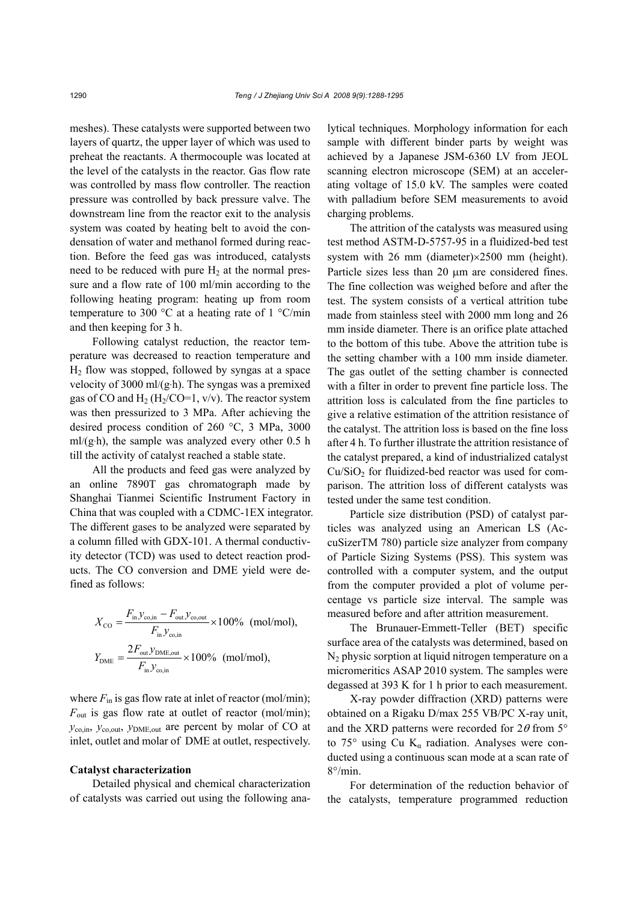meshes). These catalysts were supported between two layers of quartz, the upper layer of which was used to preheat the reactants. A thermocouple was located at the level of the catalysts in the reactor. Gas flow rate was controlled by mass flow controller. The reaction pressure was controlled by back pressure valve. The downstream line from the reactor exit to the analysis system was coated by heating belt to avoid the condensation of water and methanol formed during reaction. Before the feed gas was introduced, catalysts need to be reduced with pure $H_2$ at the normal pressure and a flow rate of 100 ml/min according to the following heating program: heating up from room temperature to 300 °C at a heating rate of 1 °C/min and then keeping for 3 h.

Following catalyst reduction, the reactor temperature was decreased to reaction temperature and $H_2$ flow was stopped, followed by syngas at a space velocity of 3000 ml/(g·h). The syngas was a premixed gas of CO and $H_2$ ($H_2$/CO=1, v/v). The reactor system was then pressurized to 3 MPa. After achieving the desired process condition of 260 °C, 3 MPa, 3000 ml/(g·h), the sample was analyzed every other 0.5 h till the activity of catalyst reached a stable state.

All the products and feed gas were analyzed by an online 7890T gas chromatograph made by Shanghai Tianmei Scientific Instrument Factory in China that was coupled with a CDMC-1EX integrator. The different gases to be analyzed were separated by a column filled with GDX-101. A thermal conductivity detector (TCD) was used to detect reaction products. The CO conversion and DME yield were defined as follows:

$$X_{\text{CO}} = \frac{F_{\text{in}} y_{\text{co,in}} - F_{\text{out}} y_{\text{co,out}}}{F_{\text{in}} y_{\text{co,in}}} \times 100\% \ \ \text{(mol/mol)},$$

$$Y_{\text{DME}} = \frac{2 F_{\text{out}} y_{\text{DME,out}}}{F_{\text{in}} y_{\text{co,in}}} \times 100\% \ \ \text{(mol/mol)},$$

where $F_{\text{in}}$ is gas flow rate at inlet of reactor (mol/min); $F_{\text{out}}$ is gas flow rate at outlet of reactor (mol/min); $y_{\text{co,in}}$, $y_{\text{co,out}}$, $y_{\text{DME,out}}$ are percent by molar of CO at inlet, outlet and molar of DME at outlet, respectively.

**Catalyst characterization**

Detailed physical and chemical characterization of catalysts was carried out using the following analytical techniques. Morphology information for each sample with different binder parts by weight was achieved by a Japanese JSM-6360 LV from JEOL scanning electron microscope (SEM) at an accelerating voltage of 15.0 kV. The samples were coated with palladium before SEM measurements to avoid charging problems.

The attrition of the catalysts was measured using test method ASTM-D-5757-95 in a fluidized-bed test system with 26 mm (diameter)×2500 mm (height). Particle sizes less than 20 μm are considered fines. The fine collection was weighed before and after the test. The system consists of a vertical attrition tube made from stainless steel with 2000 mm long and 26 mm inside diameter. There is an orifice plate attached to the bottom of this tube. Above the attrition tube is the setting chamber with a 100 mm inside diameter. The gas outlet of the setting chamber is connected with a filter in order to prevent fine particle loss. The attrition loss is calculated from the fine particles to give a relative estimation of the attrition resistance of the catalyst. The attrition loss is based on the fine loss after 4 h. To further illustrate the attrition resistance of the catalyst prepared, a kind of industrialized catalyst $Cu/SiO_2$ for fluidized-bed reactor was used for comparison. The attrition loss of different catalysts was tested under the same test condition.

Particle size distribution (PSD) of catalyst particles was analyzed using an American LS (AccuSizerTM 780) particle size analyzer from company of Particle Sizing Systems (PSS). This system was controlled with a computer system, and the output from the computer provided a plot of volume percentage vs particle size interval. The sample was measured before and after attrition measurement.

The Brunauer-Emmett-Teller (BET) specific surface area of the catalysts was determined, based on $N_2$ physic sorption at liquid nitrogen temperature on a micromeritics ASAP 2010 system. The samples were degassed at 393 K for 1 h prior to each measurement.

X-ray powder diffraction (XRD) patterns were obtained on a Rigaku D/max 255 VB/PC X-ray unit, and the XRD patterns were recorded for $2\theta$ from 5° to 75° using Cu $K_\alpha$ radiation. Analyses were conducted using a continuous scan mode at a scan rate of 8°/min.

For determination of the reduction behavior of the catalysts, temperature programmed reduction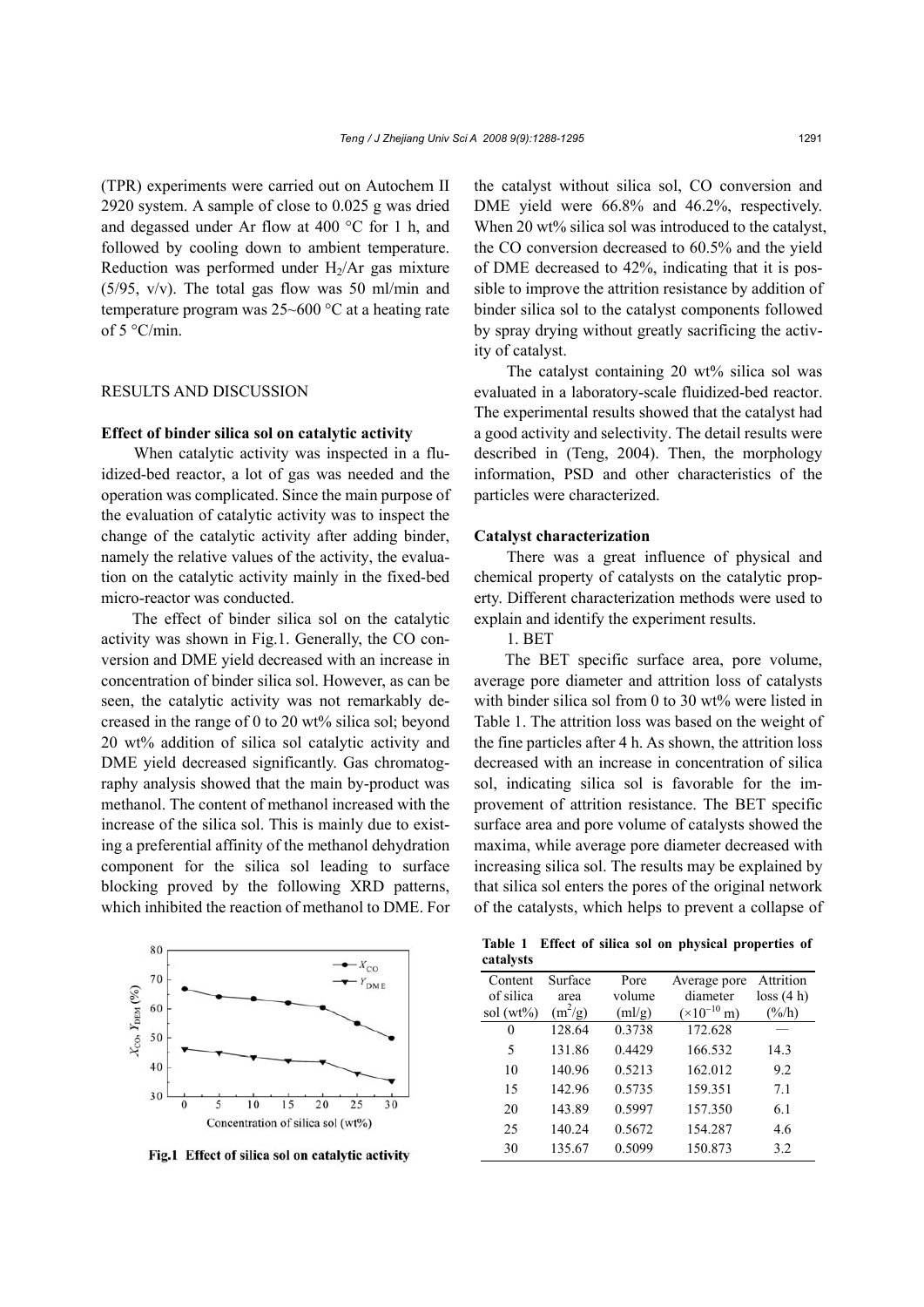(TPR) experiments were carried out on Autochem II 2920 system. A sample of close to 0.025 g was dried and degassed under Ar flow at 400 °C for 1 h, and followed by cooling down to ambient temperature. Reduction was performed under $H_2$/Ar gas mixture (5/95, v/v). The total gas flow was 50 ml/min and temperature program was 25~600 °C at a heating rate of 5 °C/min.

## RESULTS AND DISCUSSION

### Effect of binder silica sol on catalytic activity

When catalytic activity was inspected in a fluidized-bed reactor, a lot of gas was needed and the operation was complicated. Since the main purpose of the evaluation of catalytic activity was to inspect the change of the catalytic activity after adding binder, namely the relative values of the activity, the evaluation on the catalytic activity mainly in the fixed-bed micro-reactor was conducted.

The effect of binder silica sol on the catalytic activity was shown in Fig.1. Generally, the CO conversion and DME yield decreased with an increase in concentration of binder silica sol. However, as can be seen, the catalytic activity was not remarkably decreased in the range of 0 to 20 wt% silica sol; beyond 20 wt% addition of silica sol catalytic activity and DME yield decreased significantly. Gas chromatography analysis showed that the main by-product was methanol. The content of methanol increased with the increase of the silica sol. This is mainly due to existing a preferential affinity of the methanol dehydration component for the silica sol leading to surface blocking proved by the following XRD patterns, which inhibited the reaction of methanol to DME. For the catalyst without silica sol, CO conversion and DME yield were 66.8% and 46.2%, respectively. When 20 wt% silica sol was introduced to the catalyst, the CO conversion decreased to 60.5% and the yield of DME decreased to 42%, indicating that it is possible to improve the attrition resistance by addition of binder silica sol to the catalyst components followed by spray drying without greatly sacrificing the activity of catalyst.

**Fig.1 Effect of silica sol on catalytic activity**

The catalyst containing 20 wt% silica sol was evaluated in a laboratory-scale fluidized-bed reactor. The experimental results showed that the catalyst had a good activity and selectivity. The detail results were described in (Teng, 2004). Then, the morphology information, PSD and other characteristics of the particles were characterized.

### Catalyst characterization

There was a great influence of physical and chemical property of catalysts on the catalytic property. Different characterization methods were used to explain and identify the experiment results.

1. BET

The BET specific surface area, pore volume, average pore diameter and attrition loss of catalysts with binder silica sol from 0 to 30 wt% were listed in Table 1. The attrition loss was based on the weight of the fine particles after 4 h. As shown, the attrition loss decreased with an increase in concentration of silica sol, indicating silica sol is favorable for the improvement of attrition resistance. The BET specific surface area and pore volume of catalysts showed the maxima, while average pore diameter decreased with increasing silica sol. The results may be explained by that silica sol enters the pores of the original network of the catalysts, which helps to prevent a collapse of

**Table 1 Effect of silica sol on physical properties of catalysts**

| Content of silica sol (wt%) | Surface area ($m^2$/g) | Pore volume (ml/g) | Average pore diameter ($\times 10^{-10}$ m) | Attrition loss (4 h) (%/h) |
|---|---|---|---|---|
| 0 | 128.64 | 0.3738 | 172.628 | — |
| 5 | 131.86 | 0.4429 | 166.532 | 14.3 |
| 10 | 140.96 | 0.5213 | 162.012 | 9.2 |
| 15 | 142.96 | 0.5735 | 159.351 | 7.1 |
| 20 | 143.89 | 0.5997 | 157.350 | 6.1 |
| 25 | 140.24 | 0.5672 | 154.287 | 4.6 |
| 30 | 135.67 | 0.5099 | 150.873 | 3.2 |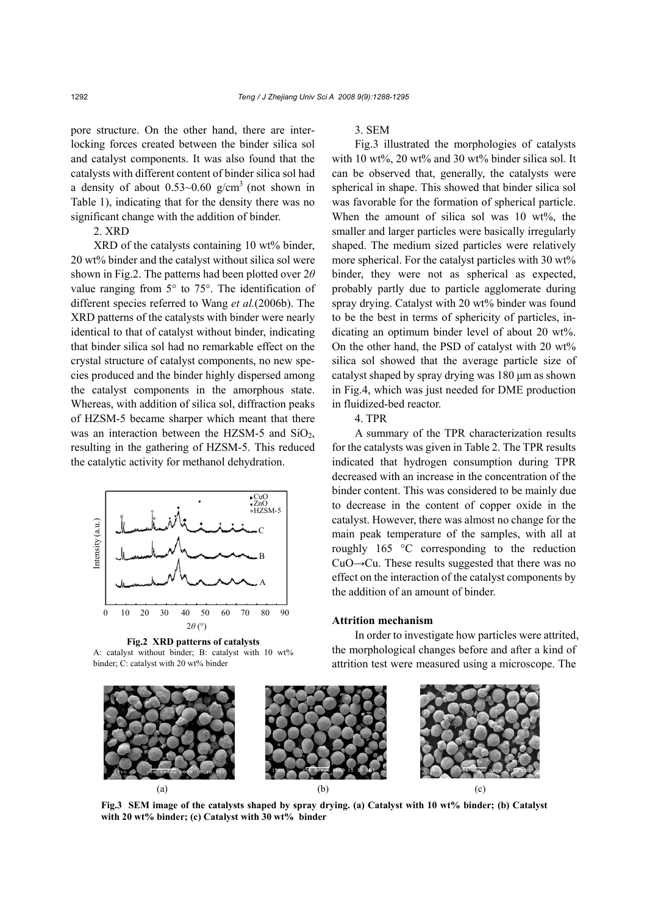pore structure. On the other hand, there are interlocking forces created between the binder silica sol and catalyst components. It was also found that the catalysts with different content of binder silica sol had a density of about 0.53~0.60 g/cm$^3$ (not shown in Table 1), indicating that for the density there was no significant change with the addition of binder.

2. XRD

XRD of the catalysts containing 10 wt% binder, 20 wt% binder and the catalyst without silica sol were shown in Fig.2. The patterns had been plotted over 2$\theta$ value ranging from 5° to 75°. The identification of different species referred to Wang *et al.*(2006b). The XRD patterns of the catalysts with binder were nearly identical to that of catalyst without binder, indicating that binder silica sol had no remarkable effect on the crystal structure of catalyst components, no new species produced and the binder highly dispersed among the catalyst components in the amorphous state. Whereas, with addition of silica sol, diffraction peaks of HZSM-5 became sharper which meant that there was an interaction between the HZSM-5 and $SiO_2$, resulting in the gathering of HZSM-5. This reduced the catalytic activity for methanol dehydration.

**Fig.2 XRD patterns of catalysts**
A: catalyst without binder; B: catalyst with 10 wt% binder; C: catalyst with 20 wt% binder

3. SEM

Fig.3 illustrated the morphologies of catalysts with 10 wt%, 20 wt% and 30 wt% binder silica sol. It can be observed that, generally, the catalysts were spherical in shape. This showed that binder silica sol was favorable for the formation of spherical particle. When the amount of silica sol was 10 wt%, the smaller and larger particles were basically irregularly shaped. The medium sized particles were relatively more spherical. For the catalyst particles with 30 wt% binder, they were not as spherical as expected, probably partly due to particle agglomerate during spray drying. Catalyst with 20 wt% binder was found to be the best in terms of sphericity of particles, indicating an optimum binder level of about 20 wt%. On the other hand, the PSD of catalyst with 20 wt% silica sol showed that the average particle size of catalyst shaped by spray drying was 180 μm as shown in Fig.4, which was just needed for DME production in fluidized-bed reactor.

4. TPR

A summary of the TPR characterization results for the catalysts was given in Table 2. The TPR results indicated that hydrogen consumption during TPR decreased with an increase in the concentration of the binder content. This was considered to be mainly due to decrease in the content of copper oxide in the catalyst. However, there was almost no change for the main peak temperature of the samples, with all at roughly 165 °C corresponding to the reduction CuO→Cu. These results suggested that there was no effect on the interaction of the catalyst components by the addition of an amount of binder.

### Attrition mechanism

In order to investigate how particles were attrited, the morphological changes before and after a kind of attrition test were measured using a microscope. The

**Fig.3 SEM image of the catalysts shaped by spray drying. (a) Catalyst with 10 wt% binder; (b) Catalyst with 20 wt% binder; (c) Catalyst with 30 wt% binder**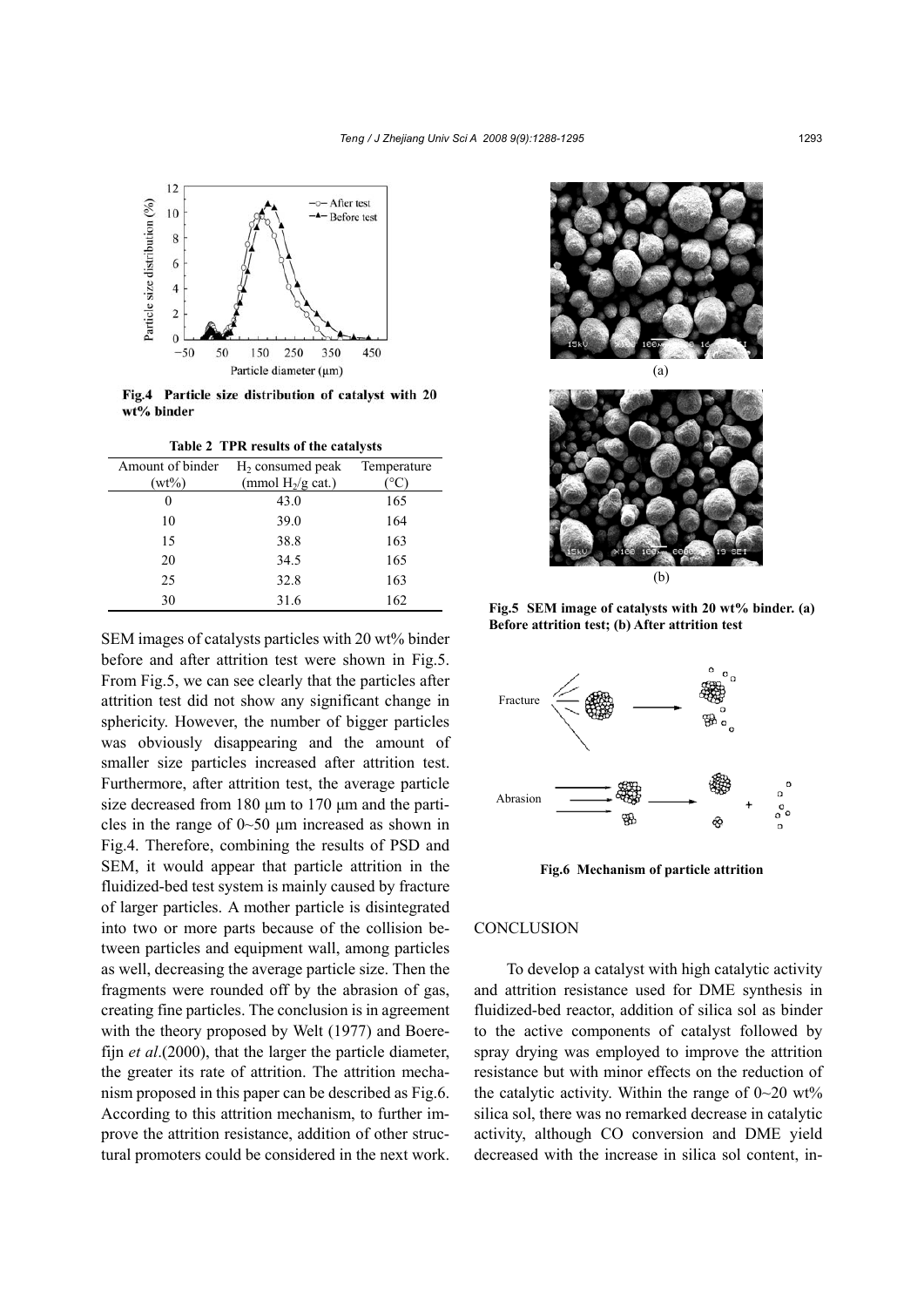Fig.4 Particle size distribution of catalyst with 20 wt% binder

Table 2 TPR results of the catalysts

| Amount of binder (wt%) | $H_2$ consumed peak (mmol $H_2$/g cat.) | Temperature (°C) |
|---|---|---|
| 0 | 43.0 | 165 |
| 10 | 39.0 | 164 |
| 15 | 38.8 | 163 |
| 20 | 34.5 | 165 |
| 25 | 32.8 | 163 |
| 30 | 31.6 | 162 |

SEM images of catalysts particles with 20 wt% binder before and after attrition test were shown in Fig.5. From Fig.5, we can see clearly that the particles after attrition test did not show any significant change in sphericity. However, the number of bigger particles was obviously disappearing and the amount of smaller size particles increased after attrition test. Furthermore, after attrition test, the average particle size decreased from 180 μm to 170 μm and the particles in the range of 0~50 μm increased as shown in Fig.4. Therefore, combining the results of PSD and SEM, it would appear that particle attrition in the fluidized-bed test system is mainly caused by fracture of larger particles. A mother particle is disintegrated into two or more parts because of the collision between particles and equipment wall, among particles as well, decreasing the average particle size. Then the fragments were rounded off by the abrasion of gas, creating fine particles. The conclusion is in agreement with the theory proposed by Welt (1977) and Boerefijn *et al*.(2000), that the larger the particle diameter, the greater its rate of attrition. The attrition mechanism proposed in this paper can be described as Fig.6. According to this attrition mechanism, to further improve the attrition resistance, addition of other structural promoters could be considered in the next work.

Fig.5 SEM image of catalysts with 20 wt% binder. (a) Before attrition test; (b) After attrition test

Fig.6 Mechanism of particle attrition

## CONCLUSION

To develop a catalyst with high catalytic activity and attrition resistance used for DME synthesis in fluidized-bed reactor, addition of silica sol as binder to the active components of catalyst followed by spray drying was employed to improve the attrition resistance but with minor effects on the reduction of the catalytic activity. Within the range of 0~20 wt% silica sol, there was no remarked decrease in catalytic activity, although CO conversion and DME yield decreased with the increase in silica sol content, in-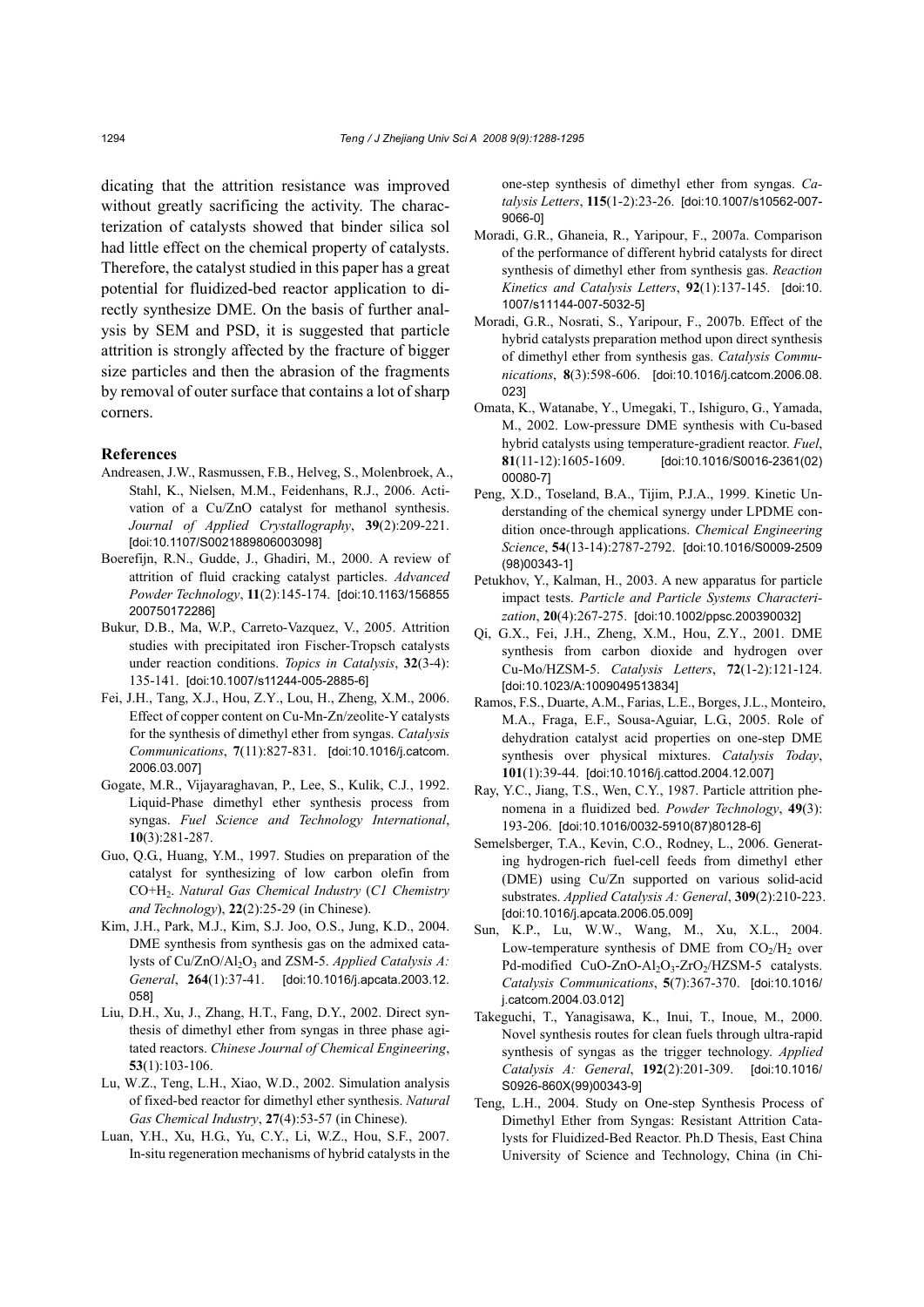dicating that the attrition resistance was improved without greatly sacrificing the activity. The characterization of catalysts showed that binder silica sol had little effect on the chemical property of catalysts. Therefore, the catalyst studied in this paper has a great potential for fluidized-bed reactor application to directly synthesize DME. On the basis of further analysis by SEM and PSD, it is suggested that particle attrition is strongly affected by the fracture of bigger size particles and then the abrasion of the fragments by removal of outer surface that contains a lot of sharp corners.

## References

Andreasen, J.W., Rasmussen, F.B., Helveg, S., Molenbroek, A., Stahl, K., Nielsen, M.M., Feidenhans, R.J., 2006. Activation of a Cu/ZnO catalyst for methanol synthesis. *Journal of Applied Crystallography*, **39**(2):209-221. [doi:10.1107/S0021889806003098]

Boerefijn, R.N., Gudde, J., Ghadiri, M., 2000. A review of attrition of fluid cracking catalyst particles. *Advanced Powder Technology*, **11**(2):145-174. [doi:10.1163/156855200750172286]

Bukur, D.B., Ma, W.P., Carreto-Vazquez, V., 2005. Attrition studies with precipitated iron Fischer-Tropsch catalysts under reaction conditions. *Topics in Catalysis*, **32**(3-4):135-141. [doi:10.1007/s11244-005-2885-6]

Fei, J.H., Tang, X.J., Hou, Z.Y., Lou, H., Zheng, X.M., 2006. Effect of copper content on Cu-Mn-Zn/zeolite-Y catalysts for the synthesis of dimethyl ether from syngas. *Catalysis Communications*, **7**(11):827-831. [doi:10.1016/j.catcom.2006.03.007]

Gogate, M.R., Vijayaraghavan, P., Lee, S., Kulik, C.J., 1992. Liquid-Phase dimethyl ether synthesis process from syngas. *Fuel Science and Technology International*, **10**(3):281-287.

Guo, Q.G., Huang, Y.M., 1997. Studies on preparation of the catalyst for synthesizing of low carbon olefin from $CO+H_2$. *Natural Gas Chemical Industry* (*C1 Chemistry and Technology*), **22**(2):25-29 (in Chinese).

Kim, J.H., Park, M.J., Kim, S.J. Joo, O.S., Jung, K.D., 2004. DME synthesis from synthesis gas on the admixed catalysts of $Cu/ZnO/Al_2O_3$ and ZSM-5. *Applied Catalysis A: General*, **264**(1):37-41. [doi:10.1016/j.apcata.2003.12.058]

Liu, D.H., Xu, J., Zhang, H.T., Fang, D.Y., 2002. Direct synthesis of dimethyl ether from syngas in three phase agitated reactors. *Chinese Journal of Chemical Engineering*, **53**(1):103-106.

Lu, W.Z., Teng, L.H., Xiao, W.D., 2002. Simulation analysis of fixed-bed reactor for dimethyl ether synthesis. *Natural Gas Chemical Industry*, **27**(4):53-57 (in Chinese).

Luan, Y.H., Xu, H.G., Yu, C.Y., Li, W.Z., Hou, S.F., 2007. In-situ regeneration mechanisms of hybrid catalysts in the one-step synthesis of dimethyl ether from syngas. *Catalysis Letters*, **115**(1-2):23-26. [doi:10.1007/s10562-007-9066-0]

Moradi, G.R., Ghaneia, R., Yaripour, F., 2007a. Comparison of the performance of different hybrid catalysts for direct synthesis of dimethyl ether from synthesis gas. *Reaction Kinetics and Catalysis Letters*, **92**(1):137-145. [doi:10.1007/s11144-007-5032-5]

Moradi, G.R., Nosrati, S., Yaripour, F., 2007b. Effect of the hybrid catalysts preparation method upon direct synthesis of dimethyl ether from synthesis gas. *Catalysis Communications*, **8**(3):598-606. [doi:10.1016/j.catcom.2006.08.023]

Omata, K., Watanabe, Y., Umegaki, T., Ishiguro, G., Yamada, M., 2002. Low-pressure DME synthesis with Cu-based hybrid catalysts using temperature-gradient reactor. *Fuel*, **81**(11-12):1605-1609. [doi:10.1016/S0016-2361(02)00080-7]

Peng, X.D., Toseland, B.A., Tijim, P.J.A., 1999. Kinetic Understanding of the chemical synergy under LPDME condition once-through applications. *Chemical Engineering Science*, **54**(13-14):2787-2792. [doi:10.1016/S0009-2509(98)00343-1]

Petukhov, Y., Kalman, H., 2003. A new apparatus for particle impact tests. *Particle and Particle Systems Characterization*, **20**(4):267-275. [doi:10.1002/ppsc.200390032]

Qi, G.X., Fei, J.H., Zheng, X.M., Hou, Z.Y., 2001. DME synthesis from carbon dioxide and hydrogen over Cu-Mo/HZSM-5. *Catalysis Letters*, **72**(1-2):121-124. [doi:10.1023/A:1009049513834]

Ramos, F.S., Duarte, A.M., Farias, L.E., Borges, J.L., Monteiro, M.A., Fraga, E.F., Sousa-Aguiar, L.G., 2005. Role of dehydration catalyst acid properties on one-step DME synthesis over physical mixtures. *Catalysis Today*, **101**(1):39-44. [doi:10.1016/j.cattod.2004.12.007]

Ray, Y.C., Jiang, T.S., Wen, C.Y., 1987. Particle attrition phenomena in a fluidized bed. *Powder Technology*, **49**(3):193-206. [doi:10.1016/0032-5910(87)80128-6]

Semelsberger, T.A., Kevin, C.O., Rodney, L., 2006. Generating hydrogen-rich fuel-cell feeds from dimethyl ether (DME) using Cu/Zn supported on various solid-acid substrates. *Applied Catalysis A: General*, **309**(2):210-223. [doi:10.1016/j.apcata.2006.05.009]

Sun, K.P., Lu, W.W., Wang, M., Xu, X.L., 2004. Low-temperature synthesis of DME from $CO_2/H_2$ over Pd-modified $CuO$-$ZnO$-$Al_2O_3$-$ZrO_2$/HZSM-5 catalysts. *Catalysis Communications*, **5**(7):367-370. [doi:10.1016/j.catcom.2004.03.012]

Takeguchi, T., Yanagisawa, K., Inui, T., Inoue, M., 2000. Novel synthesis routes for clean fuels through ultra-rapid synthesis of syngas as the trigger technology. *Applied Catalysis A: General*, **192**(2):201-309. [doi:10.1016/S0926-860X(99)00343-9]

Teng, L.H., 2004. Study on One-step Synthesis Process of Dimethyl Ether from Syngas: Resistant Attrition Catalysts for Fluidized-Bed Reactor. Ph.D Thesis, East China University of Science and Technology, China (in Chi-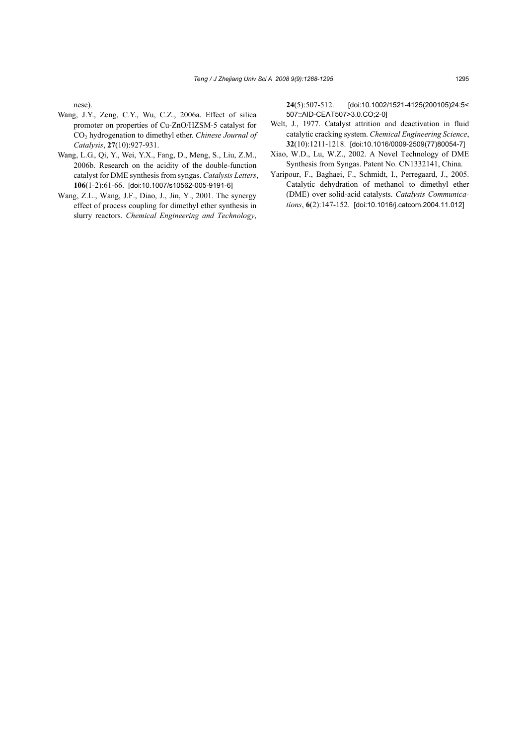nese).

Wang, J.Y., Zeng, C.Y., Wu, C.Z., 2006a. Effect of silica promoter on properties of Cu-ZnO/HZSM-5 catalyst for $CO_2$ hydrogenation to dimethyl ether. *Chinese Journal of Catalysis*, **27**(10):927-931.

Wang, L.G., Qi, Y., Wei, Y.X., Fang, D., Meng, S., Liu, Z.M., 2006b. Research on the acidity of the double-function catalyst for DME synthesis from syngas. *Catalysis Letters*, **106**(1-2):61-66. [doi:10.1007/s10562-005-9191-6]

Wang, Z.L., Wang, J.F., Diao, J., Jin, Y., 2001. The synergy effect of process coupling for dimethyl ether synthesis in slurry reactors. *Chemical Engineering and Technology*, **24**(5):507-512. [doi:10.1002/1521-4125(200105)24:5<507::AID-CEAT507>3.0.CO;2-0]

Welt, J., 1977. Catalyst attrition and deactivation in fluid catalytic cracking system. *Chemical Engineering Science*, **32**(10):1211-1218. [doi:10.1016/0009-2509(77)80054-7]

Xiao, W.D., Lu, W.Z., 2002. A Novel Technology of DME Synthesis from Syngas. Patent No. CN1332141, China.

Yaripour, F., Baghaei, F., Schmidt, I., Perregaard, J., 2005. Catalytic dehydration of methanol to dimethyl ether (DME) over solid-acid catalysts. *Catalysis Communications*, **6**(2):147-152. [doi:10.1016/j.catcom.2004.11.012]